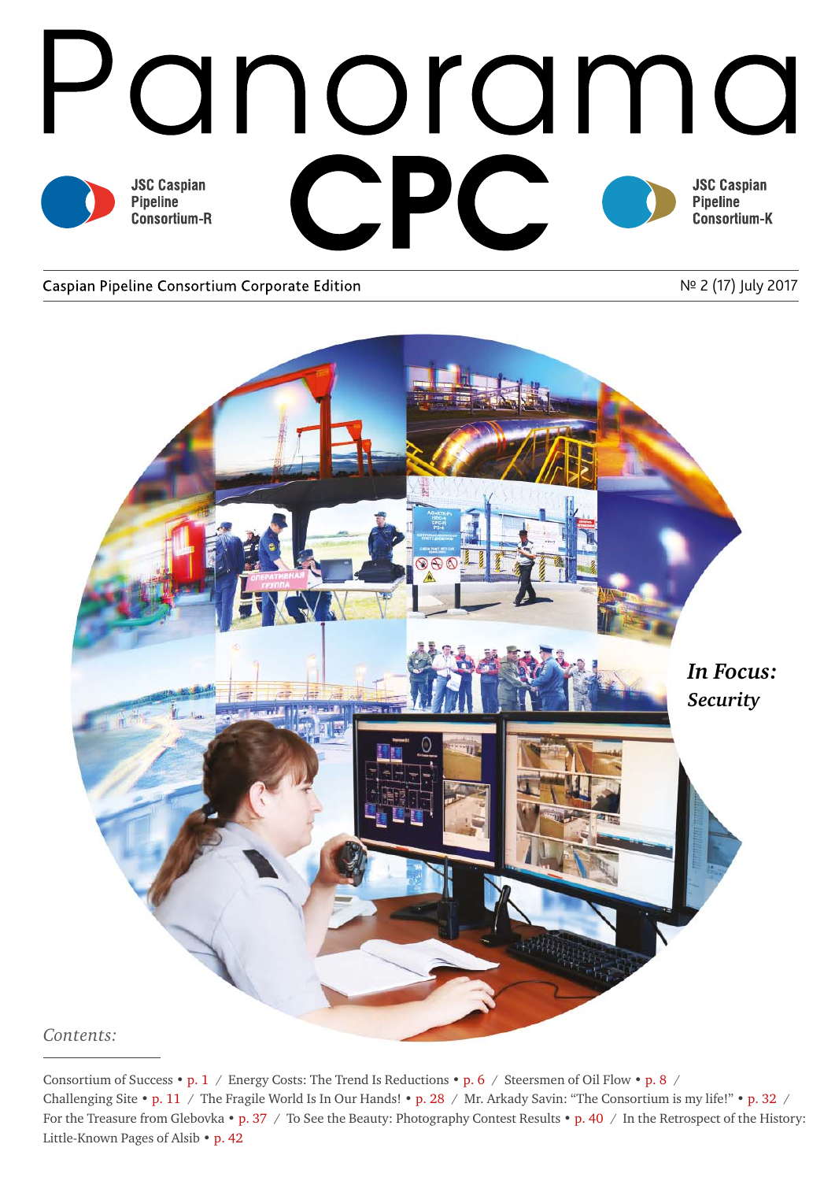# Panorama CPC

JSC Caspian Pipeline Consortium-R

JSC Caspian Pipeline Consortium-K

Caspian Pipeline Consortium Corporate Edition

№ 2 (17) July 2017

***In Focus: Security***

*Contents:*

Consortium of Success • p. 1 / Energy Costs: The Trend Is Reductions • p. 6 / Steersmen of Oil Flow • p. 8 / Challenging Site • p. 11 / The Fragile World Is In Our Hands! • p. 28 / Mr. Arkady Savin: "The Consortium is my life!" • p. 32 / For the Treasure from Glebovka • p. 37 / To See the Beauty: Photography Contest Results • p. 40 / In the Retrospect of the History: Little-Known Pages of Alsib • p. 42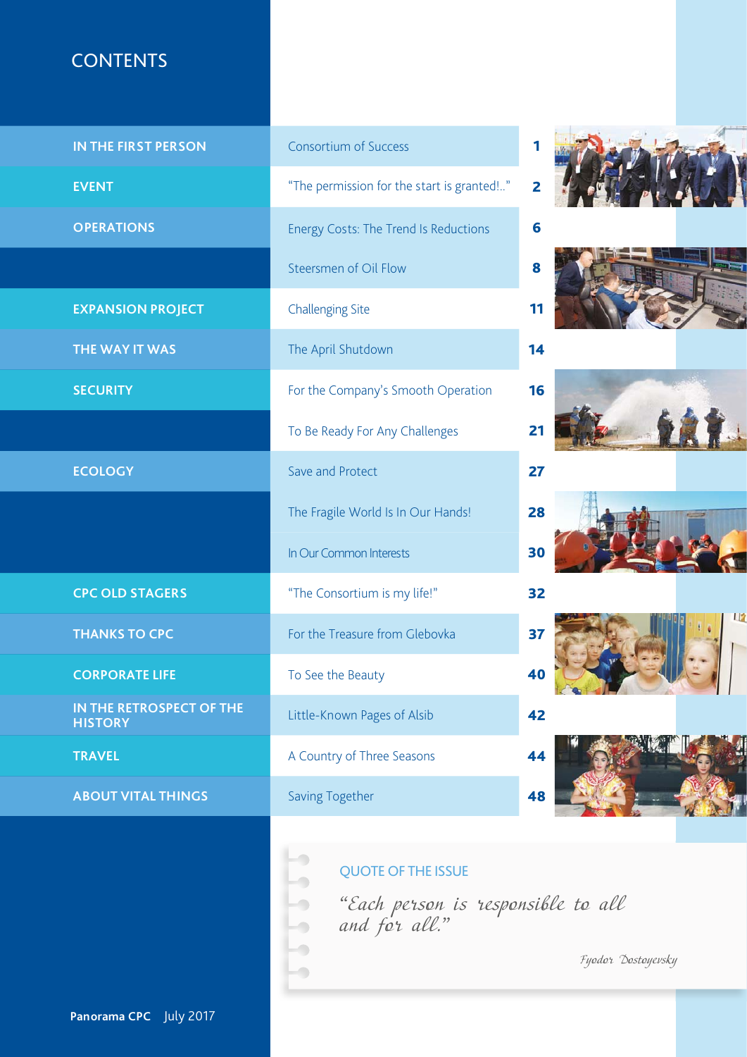# CONTENTS

| Section | Article | Page |
|---|---|---|
| IN THE FIRST PERSON | Consortium of Success | 1 |
| EVENT | "The permission for the start is granted!.." | 2 |
| OPERATIONS | Energy Costs: The Trend Is Reductions | 6 |
| | Steersmen of Oil Flow | 8 |
| EXPANSION PROJECT | Challenging Site | 11 |
| THE WAY IT WAS | The April Shutdown | 14 |
| SECURITY | For the Company's Smooth Operation | 16 |
| | To Be Ready For Any Challenges | 21 |
| ECOLOGY | Save and Protect | 27 |
| | The Fragile World Is In Our Hands! | 28 |
| | In Our Common Interests | 30 |
| CPC OLD STAGERS | "The Consortium is my life!" | 32 |
| THANKS TO CPC | For the Treasure from Glebovka | 37 |
| CORPORATE LIFE | To See the Beauty | 40 |
| IN THE RETROSPECT OF THE HISTORY | Little-Known Pages of Alsib | 42 |
| TRAVEL | A Country of Three Seasons | 44 |
| ABOUT VITAL THINGS | Saving Together | 48 |

## QUOTE OF THE ISSUE

*"Each person is responsible to all and for all."*

*Fyodor Dostoyevsky*

**Panorama CPC** July 2017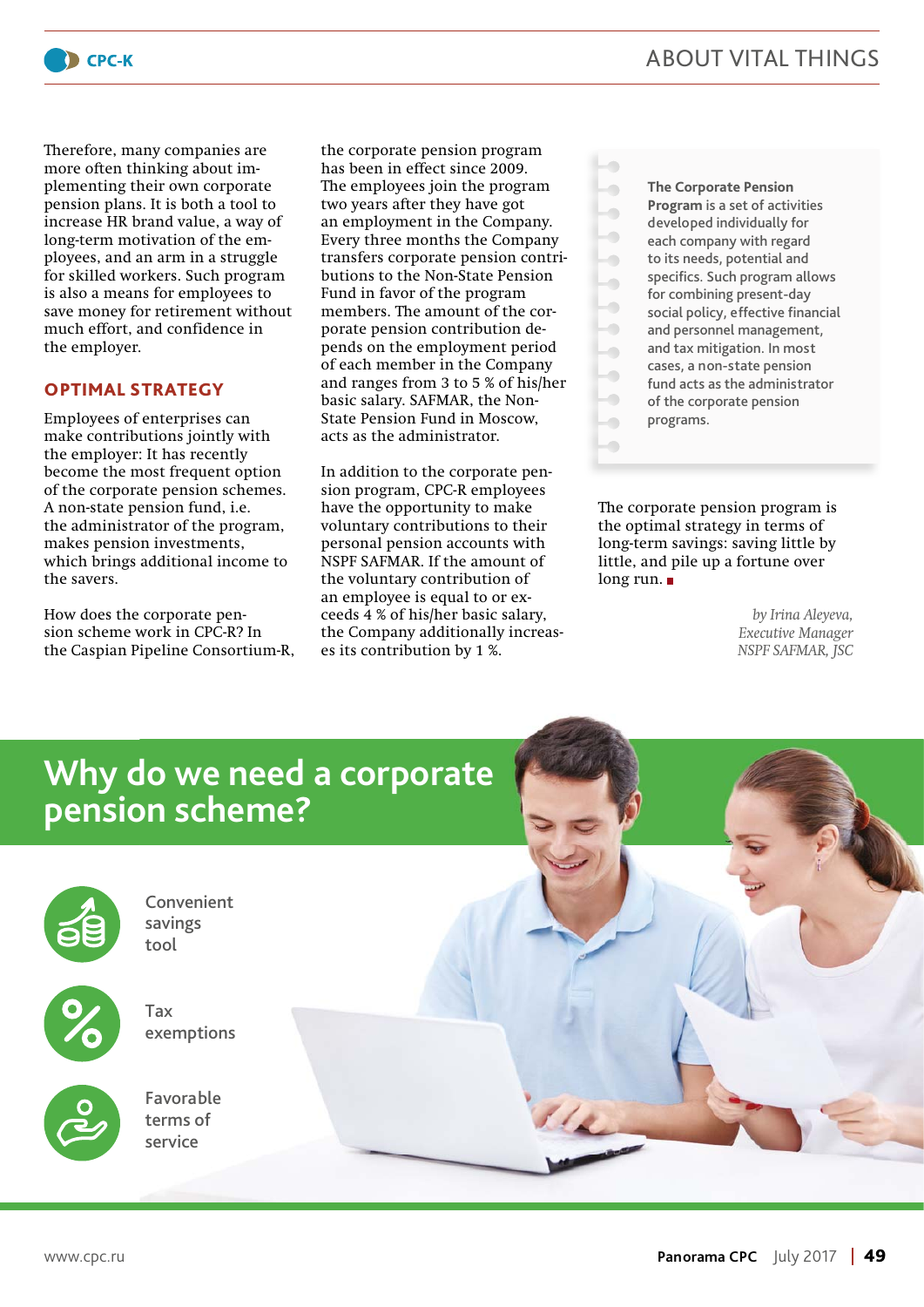Therefore, many companies are more often thinking about implementing their own corporate pension plans. It is both a tool to increase HR brand value, a way of long-term motivation of the employees, and an arm in a struggle for skilled workers. Such program is also a means for employees to save money for retirement without much effort, and confidence in the employer.

## OPTIMAL STRATEGY

Employees of enterprises can make contributions jointly with the employer: It has recently become the most frequent option of the corporate pension schemes. A non-state pension fund, i.e. the administrator of the program, makes pension investments, which brings additional income to the savers.

How does the corporate pension scheme work in CPC-R? In the Caspian Pipeline Consortium-R, the corporate pension program has been in effect since 2009. The employees join the program two years after they have got an employment in the Company. Every three months the Company transfers corporate pension contributions to the Non-State Pension Fund in favor of the program members. The amount of the corporate pension contribution depends on the employment period of each member in the Company and ranges from 3 to 5 % of his/her basic salary. SAFMAR, the Non-State Pension Fund in Moscow, acts as the administrator.

In addition to the corporate pension program, CPC-R employees have the opportunity to make voluntary contributions to their personal pension accounts with NSPF SAFMAR. If the amount of the voluntary contribution of an employee is equal to or exceeds 4 % of his/her basic salary, the Company additionally increases its contribution by 1 %.

> **The Corporate Pension Program** is a set of activities developed individually for each company with regard to its needs, potential and specifics. Such program allows for combining present-day social policy, effective financial and personnel management, and tax mitigation. In most cases, a non-state pension fund acts as the administrator of the corporate pension programs.

The corporate pension program is the optimal strategy in terms of long-term savings: saving little by little, and pile up a fortune over long run. ■

*by Irina Aleyeva,*
*Executive Manager*
*NSPF SAFMAR, JSC*

## Why do we need a corporate pension scheme?

- Convenient savings tool
- Tax exemptions
- Favorable terms of service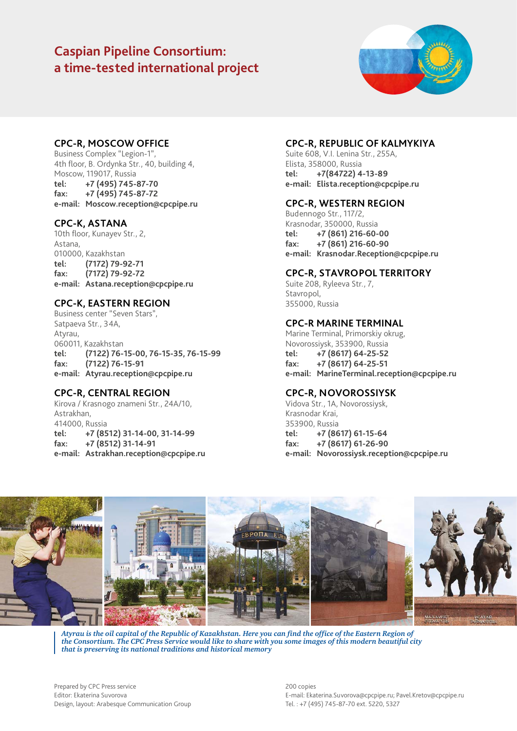# Caspian Pipeline Consortium: a time-tested international project

### CPC-R, MOSCOW OFFICE
Business Complex "Legion-1",
4th floor, B. Ordynka Str., 40, building 4,
Moscow, 119017, Russia
**tel:** **+7 (495) 745-87-70**
**fax:** **+7 (495) 745-87-72**
**e-mail:** **Moscow.reception@cpcpipe.ru**

### CPC-K, ASTANA
10th floor, Kunayev Str., 2,
Astana,
010000, Kazakhstan
**tel:** **(7172) 79-92-71**
**fax:** **(7172) 79-92-72**
**e-mail:** **Astana.reception@cpcpipe.ru**

### CPC-K, EASTERN REGION
Business center "Seven Stars",
Satpaeva Str., 34A,
Atyrau,
060011, Kazakhstan
**tel:** **(7122) 76-15-00, 76-15-35, 76-15-99**
**fax:** **(7122) 76-15-91**
**e-mail:** **Atyrau.reception@cpcpipe.ru**

### CPC-R, CENTRAL REGION
Kirova / Krasnogo znameni Str., 24A/10,
Astrakhan,
414000, Russia
**tel:** **+7 (8512) 31-14-00, 31-14-99**
**fax:** **+7 (8512) 31-14-91**
**e-mail:** **Astrakhan.reception@cpcpipe.ru**

### CPC-R, REPUBLIC OF KALMYKIYA
Suite 608, V.I. Lenina Str., 255A,
Elista, 358000, Russia
**tel:** **+7(84722) 4-13-89**
**e-mail:** **Elista.reception@cpcpipe.ru**

### CPC-R, WESTERN REGION
Budennogo Str., 117/2,
Krasnodar, 350000, Russia
**tel:** **+7 (861) 216-60-00**
**fax:** **+7 (861) 216-60-90**
**e-mail:** **Krasnodar.Reception@cpcpipe.ru**

### CPC-R, STAVROPOL TERRITORY
Suite 208, Ryleeva Str., 7,
Stavropol,
355000, Russia

### CPC-R MARINE TERMINAL
Marine Terminal, Primorskiy okrug,
Novorossiysk, 353900, Russia
**tel:** **+7 (8617) 64-25-52**
**fax:** **+7 (8617) 64-25-51**
**e-mail:** **MarineTerminal.reception@cpcpipe.ru**

### CPC-R, NOVOROSSIYSK
Vidova Str., 1A, Novorossiysk,
Krasnodar Krai,
353900, Russia
**tel:** **+7 (8617) 61-15-64**
**fax:** **+7 (8617) 61-26-90**
**e-mail:** **Novorossiysk.reception@cpcpipe.ru**

*Atyrau is the oil capital of the Republic of Kazakhstan. Here you can find the office of the Eastern Region of the Consortium. The CPC Press Service would like to share with you some images of this modern beautiful city that is preserving its national traditions and historical memory*

Prepared by CPC Press service
Editor: Ekaterina Suvorova
Design, layout: Arabesque Communication Group

200 copies
E-mail: Ekaterina.Suvorova@cpcpipe.ru; Pavel.Kretov@cpcpipe.ru
Tel. : +7 (495) 745-87-70 ext. 5220, 5327